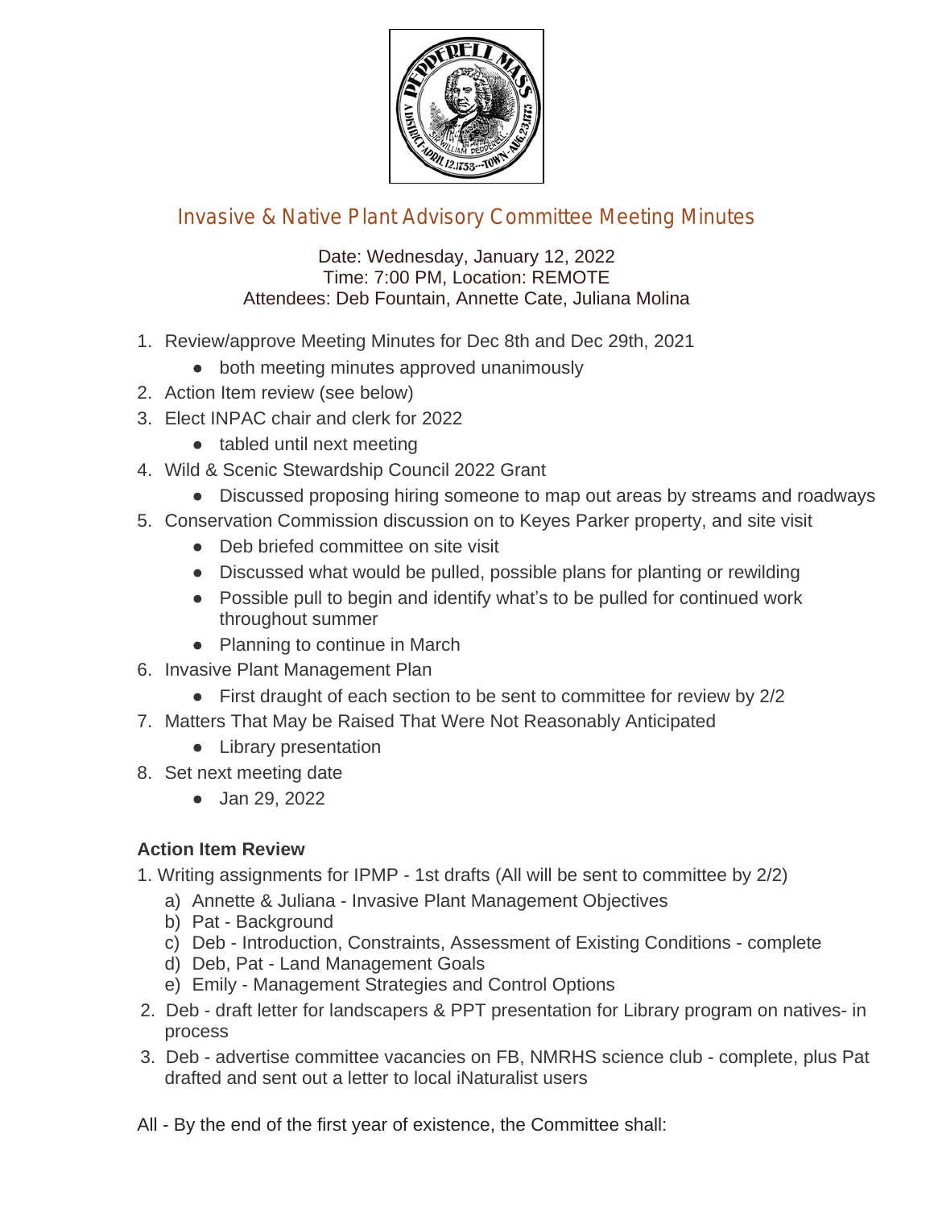# Invasive & Native Plant Advisory Committee Meeting Minutes

Date: Wednesday, January 12, 2022
Time: 7:00 PM, Location: REMOTE
Attendees: Deb Fountain, Annette Cate, Juliana Molina

1. Review/approve Meeting Minutes for Dec 8th and Dec 29th, 2021
   - both meeting minutes approved unanimously
2. Action Item review (see below)
3. Elect INPAC chair and clerk for 2022
   - tabled until next meeting
4. Wild & Scenic Stewardship Council 2022 Grant
   - Discussed proposing hiring someone to map out areas by streams and roadways
5. Conservation Commission discussion on to Keyes Parker property, and site visit
   - Deb briefed committee on site visit
   - Discussed what would be pulled, possible plans for planting or rewilding
   - Possible pull to begin and identify what's to be pulled for continued work throughout summer
   - Planning to continue in March
6. Invasive Plant Management Plan
   - First draught of each section to be sent to committee for review by 2/2
7. Matters That May be Raised That Were Not Reasonably Anticipated
   - Library presentation
8. Set next meeting date
   - Jan 29, 2022

**Action Item Review**

1. Writing assignments for IPMP - 1st drafts (All will be sent to committee by 2/2)
   a) Annette & Juliana - Invasive Plant Management Objectives
   b) Pat - Background
   c) Deb - Introduction, Constraints, Assessment of Existing Conditions - complete
   d) Deb, Pat - Land Management Goals
   e) Emily - Management Strategies and Control Options
2. Deb - draft letter for landscapers & PPT presentation for Library program on natives- in process
3. Deb - advertise committee vacancies on FB, NMRHS science club - complete, plus Pat drafted and sent out a letter to local iNaturalist users

All - By the end of the first year of existence, the Committee shall: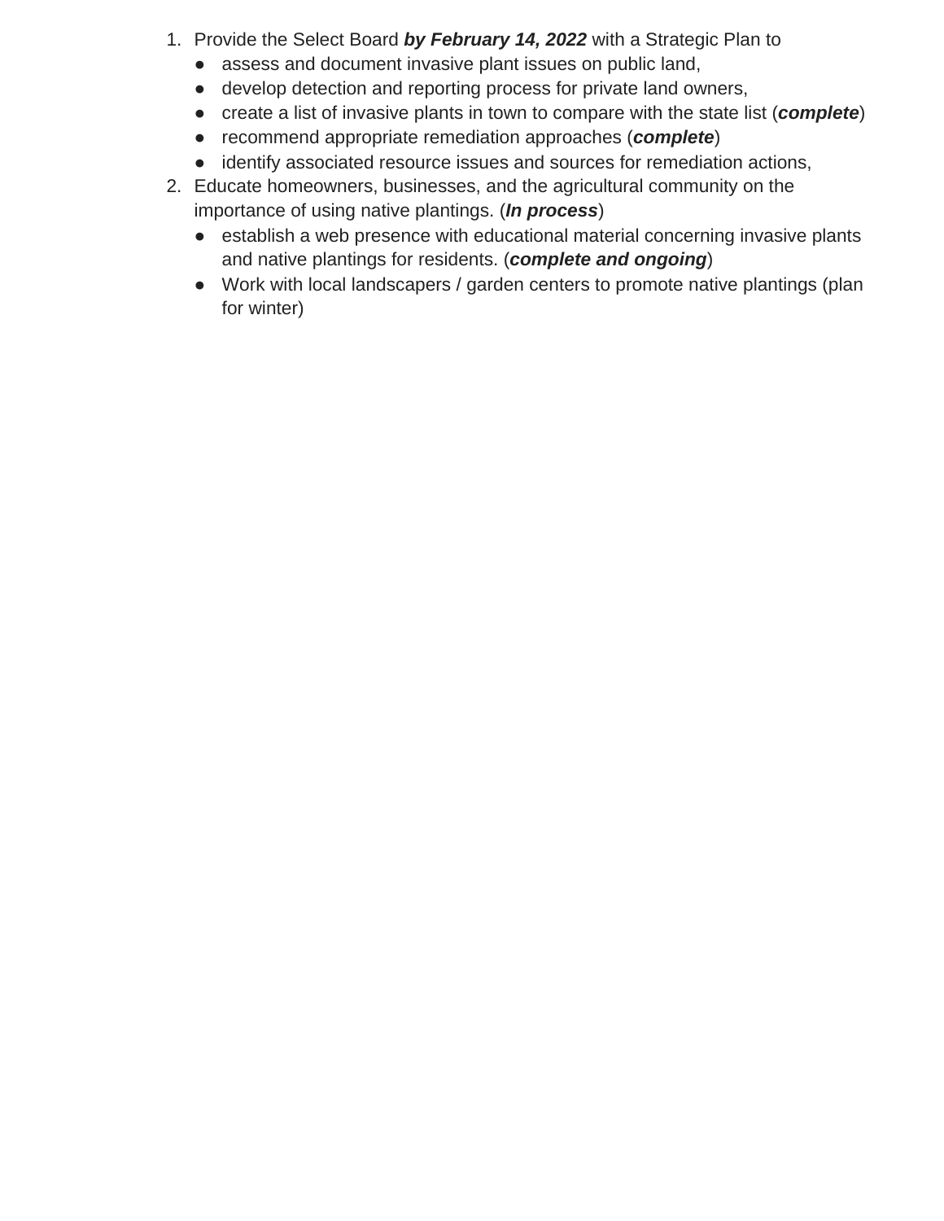1. Provide the Select Board ***by February 14, 2022*** with a Strategic Plan to
   - assess and document invasive plant issues on public land,
   - develop detection and reporting process for private land owners,
   - create a list of invasive plants in town to compare with the state list (***complete***)
   - recommend appropriate remediation approaches (***complete***)
   - identify associated resource issues and sources for remediation actions,
2. Educate homeowners, businesses, and the agricultural community on the importance of using native plantings. (***In process***)
   - establish a web presence with educational material concerning invasive plants and native plantings for residents. (***complete and ongoing***)
   - Work with local landscapers / garden centers to promote native plantings (plan for winter)